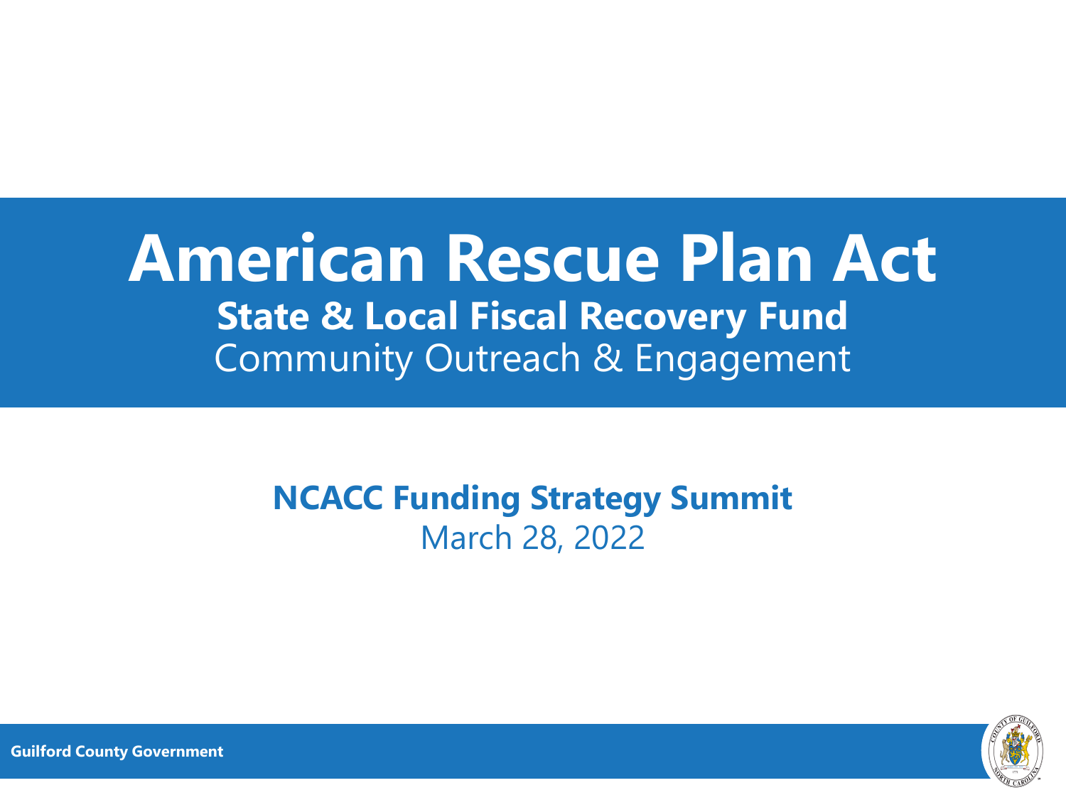# American Rescue Plan Act

## State & Local Fiscal Recovery Fund

Community Outreach & Engagement

**NCACC Funding Strategy Summit**

March 28, 2022

**Guilford County Government**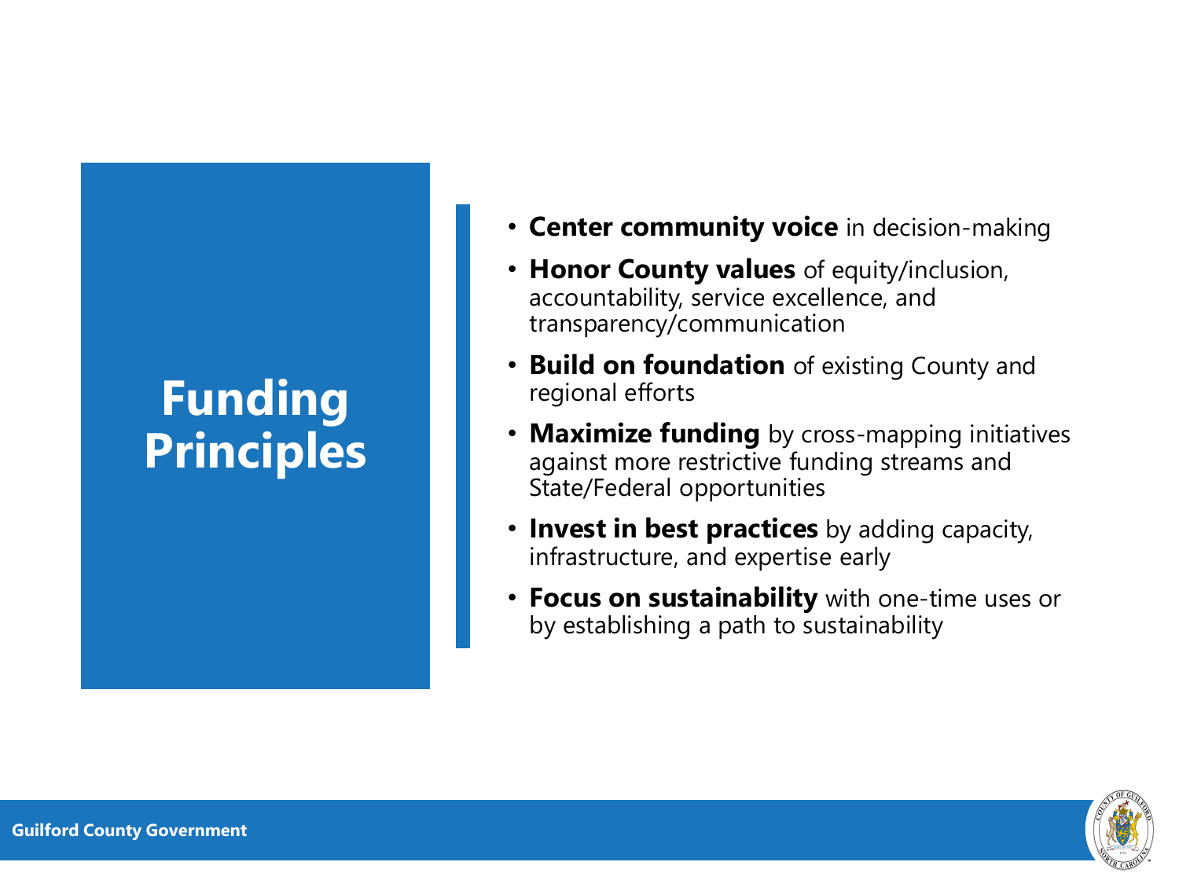# Funding Principles

- **Center community voice** in decision-making
- **Honor County values** of equity/inclusion, accountability, service excellence, and transparency/communication
- **Build on foundation** of existing County and regional efforts
- **Maximize funding** by cross-mapping initiatives against more restrictive funding streams and State/Federal opportunities
- **Invest in best practices** by adding capacity, infrastructure, and expertise early
- **Focus on sustainability** with one-time uses or by establishing a path to sustainability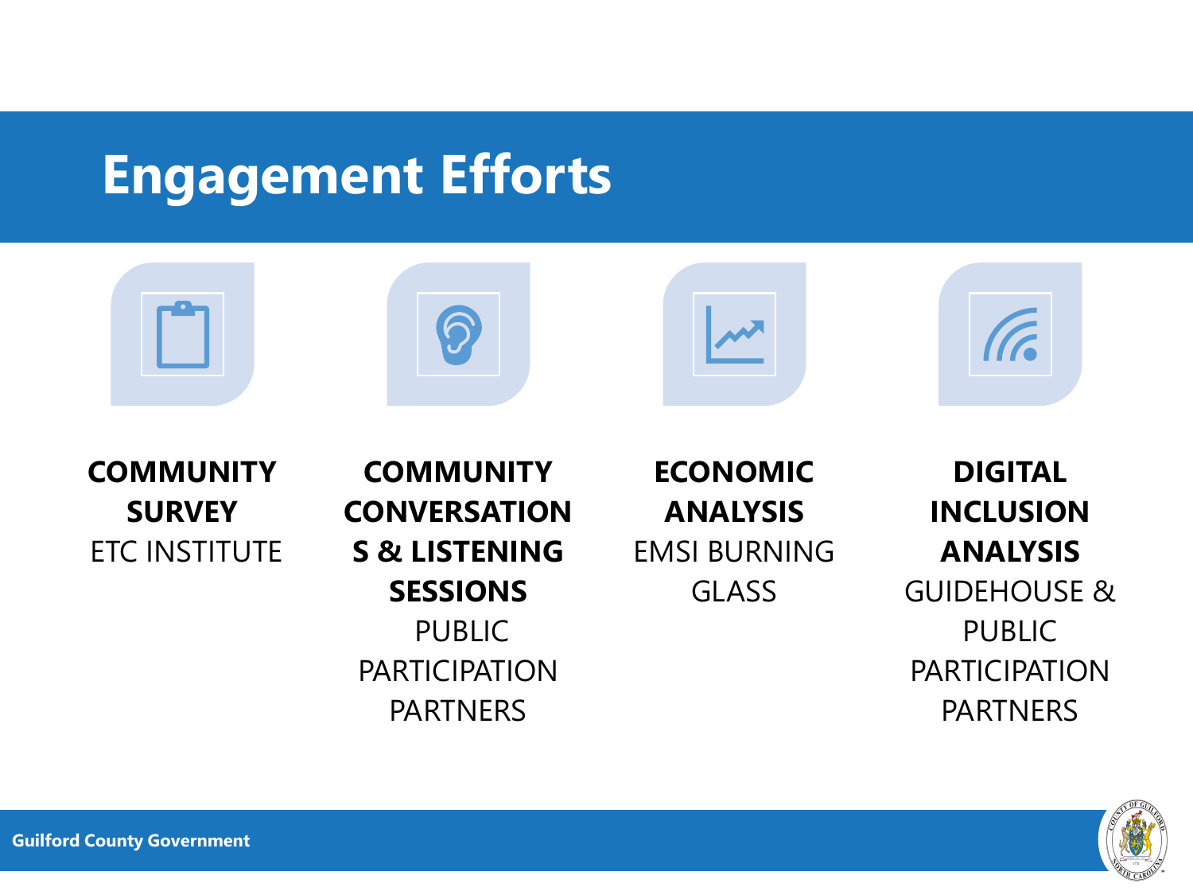# Engagement Efforts

**COMMUNITY SURVEY**
ETC INSTITUTE

**COMMUNITY CONVERSATIONS & LISTENING SESSIONS**
PUBLIC PARTICIPATION PARTNERS

**ECONOMIC ANALYSIS**
EMSI BURNING GLASS

**DIGITAL INCLUSION ANALYSIS**
GUIDEHOUSE & PUBLIC PARTICIPATION PARTNERS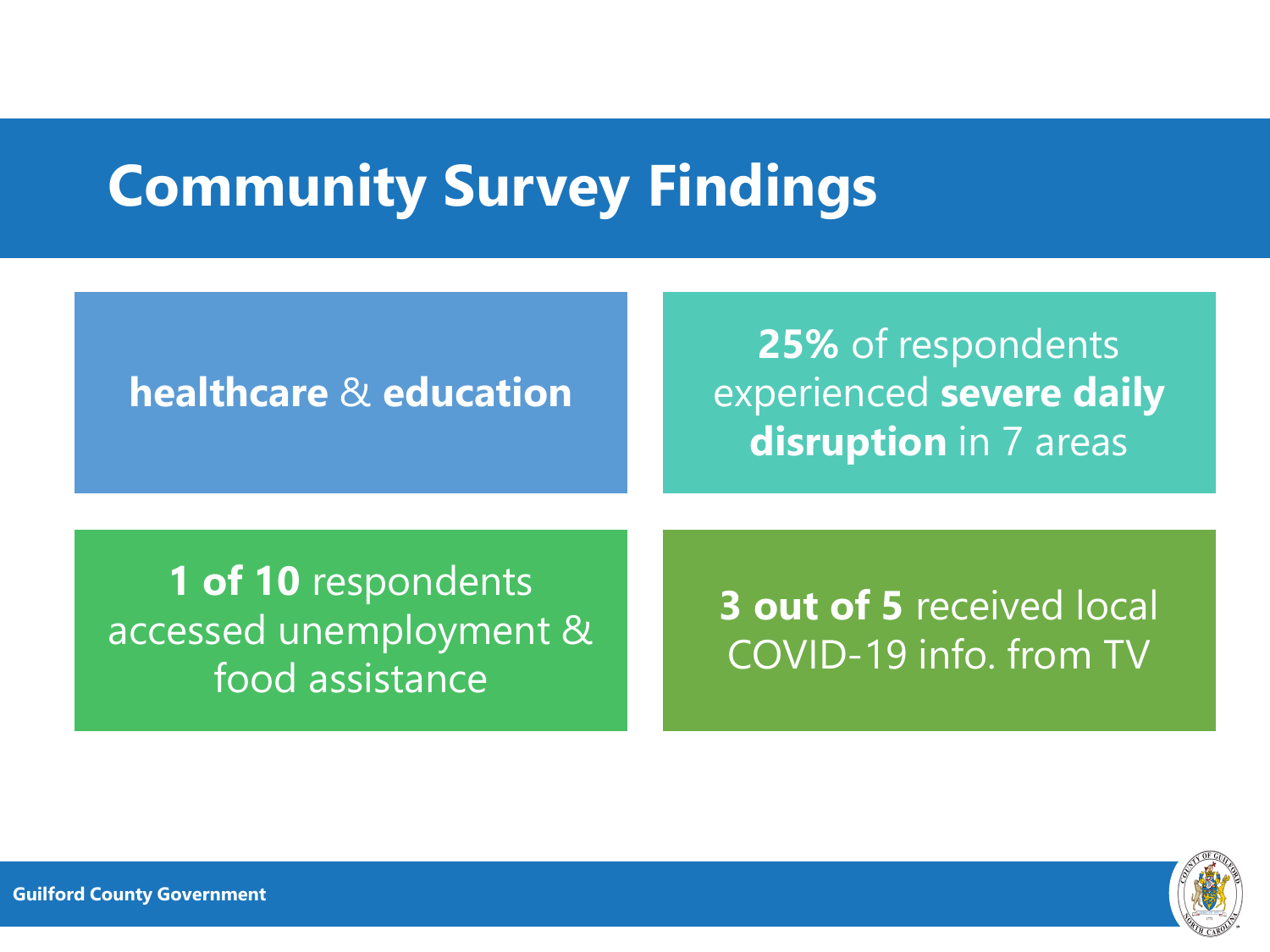# Community Survey Findings

**healthcare** & **education**

**25%** of respondents experienced **severe daily disruption** in 7 areas

**1 of 10** respondents accessed unemployment & food assistance

**3 out of 5** received local COVID-19 info. from TV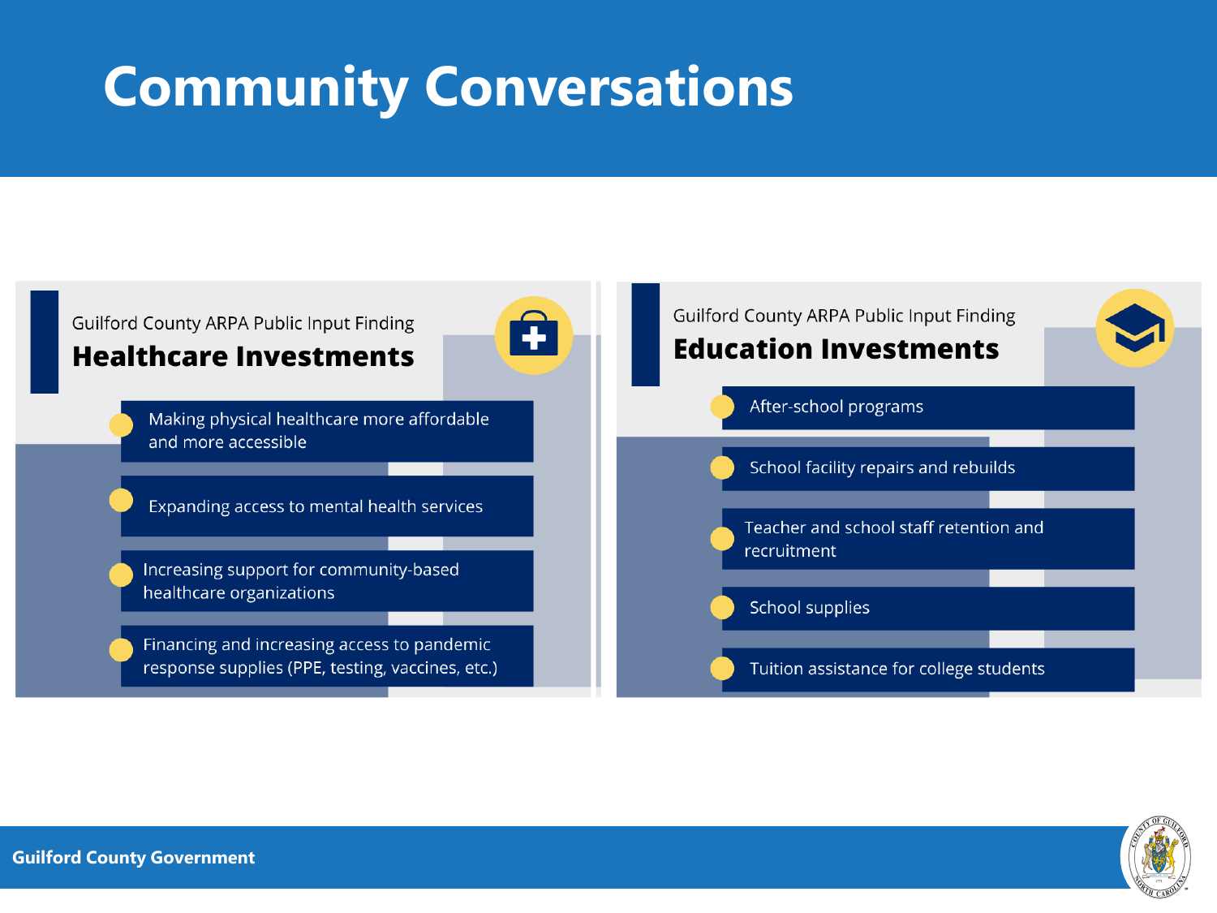# Community Conversations

Guilford County ARPA Public Input Finding

## Healthcare Investments

- Making physical healthcare more affordable and more accessible
- Expanding access to mental health services
- Increasing support for community-based healthcare organizations
- Financing and increasing access to pandemic response supplies (PPE, testing, vaccines, etc.)

Guilford County ARPA Public Input Finding

## Education Investments

- After-school programs
- School facility repairs and rebuilds
- Teacher and school staff retention and recruitment
- School supplies
- Tuition assistance for college students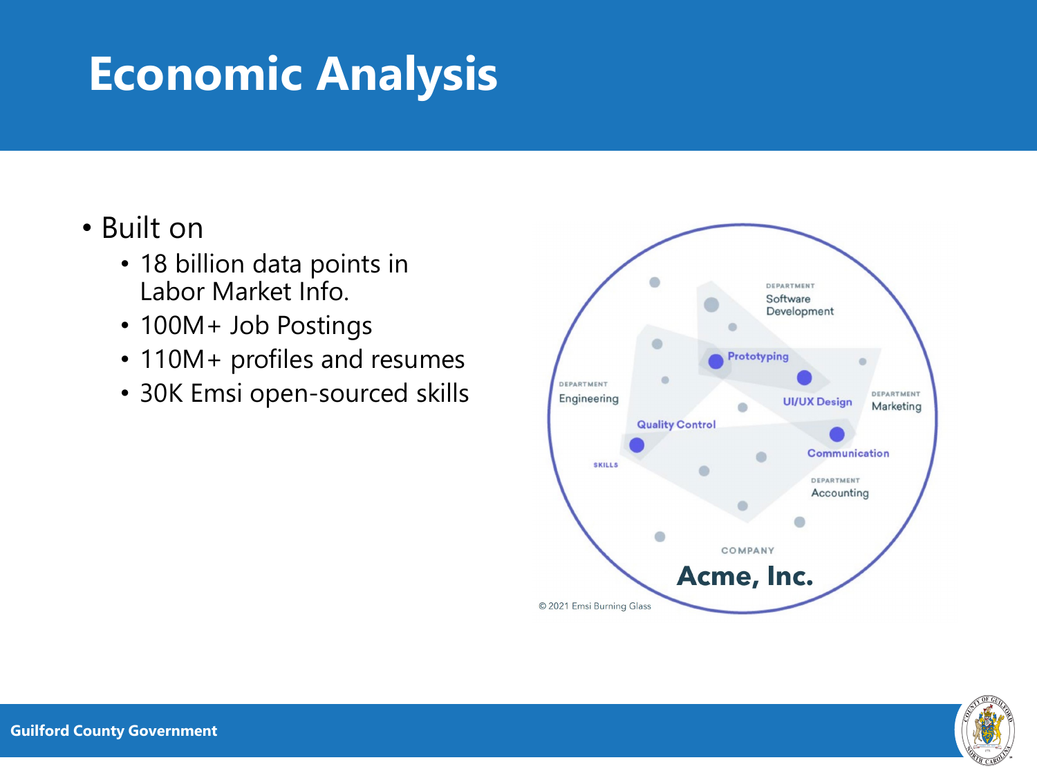# Economic Analysis

- Built on
  - 18 billion data points in Labor Market Info.
  - 100M+ Job Postings
  - 110M+ profiles and resumes
  - 30K Emsi open-sourced skills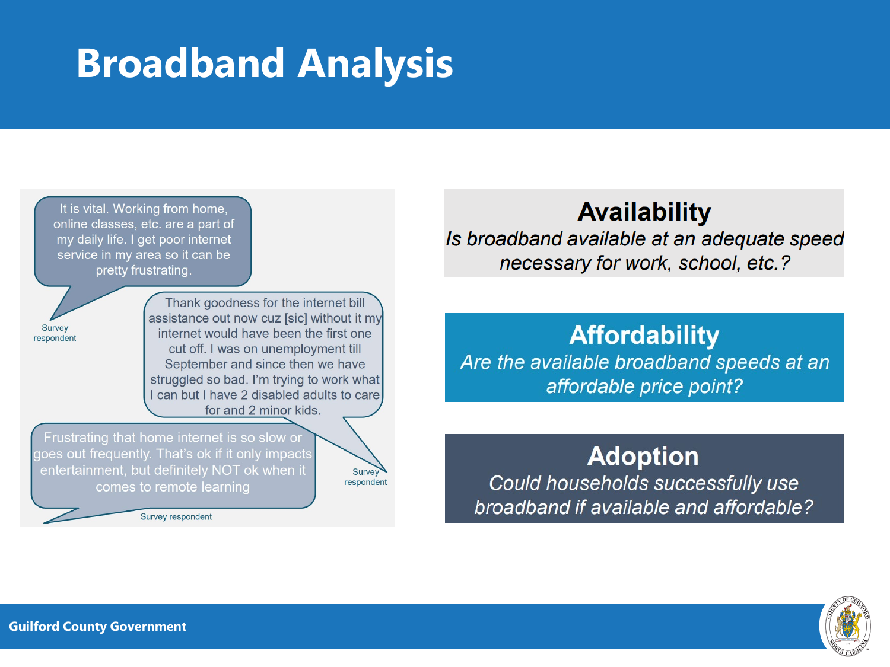# Broadband Analysis

> It is vital. Working from home, online classes, etc. are a part of my daily life. I get poor internet service in my area so it can be pretty frustrating.
>
> — Survey respondent

> Thank goodness for the internet bill assistance out now cuz [sic] without it my internet would have been the first one cut off. I was on unemployment till September and since then we have struggled so bad. I'm trying to work what I can but I have 2 disabled adults to care for and 2 minor kids.
>
> — Survey respondent

> Frustrating that home internet is so slow or goes out frequently. That's ok if it only impacts entertainment, but definitely NOT ok when it comes to remote learning
>
> — Survey respondent

## Availability

*Is broadband available at an adequate speed necessary for work, school, etc.?*

## Affordability

*Are the available broadband speeds at an affordable price point?*

## Adoption

*Could households successfully use broadband if available and affordable?*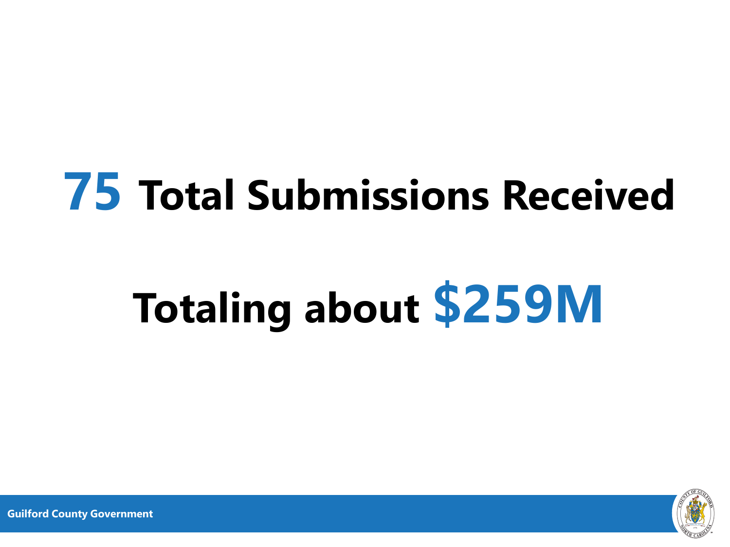# 75 Total Submissions Received

# Totaling about $259M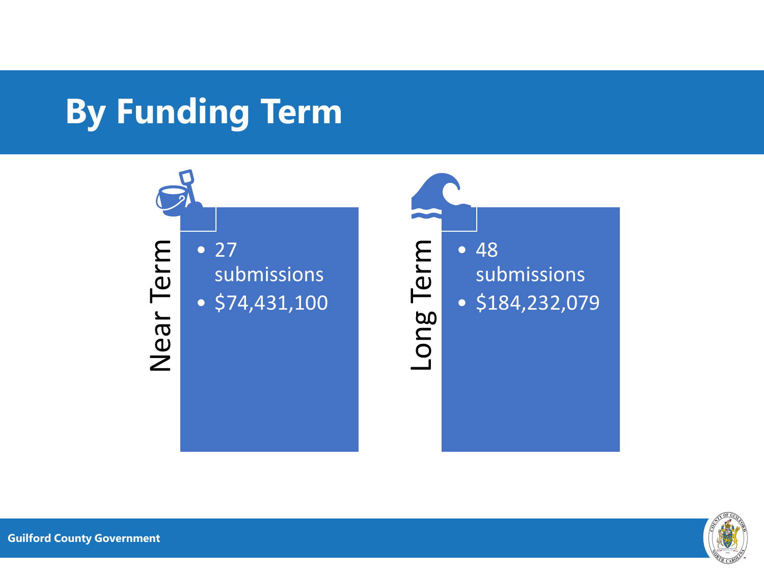# By Funding Term

## Near Term

- 27 submissions
- $74,431,100

## Long Term

- 48 submissions
- $184,232,079